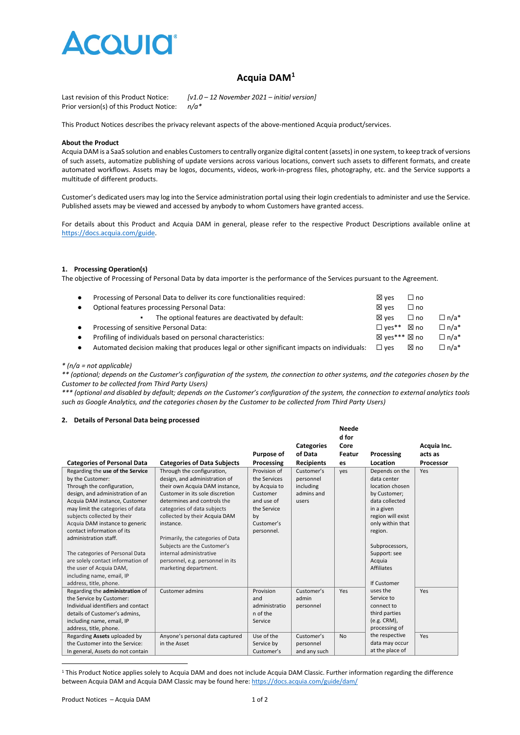ACQUIA

# Acquia DAM[1]

Last revision of this Product Notice: *[v1.0 – 12 November 2021 – initial version]*
Prior version(s) of this Product Notice: *n/a**

This Product Notices describes the privacy relevant aspects of the above-mentioned Acquia product/services.

**About the Product**

Acquia DAM is a SaaS solution and enables Customers to centrally organize digital content (assets) in one system, to keep track of versions of such assets, automatize publishing of update versions across various locations, convert such assets to different formats, and create automated workflows. Assets may be logos, documents, videos, work-in-progress files, photography, etc. and the Service supports a multitude of different products.

Customer's dedicated users may log into the Service administration portal using their login credentials to administer and use the Service. Published assets may be viewed and accessed by anybody to whom Customers have granted access.

For details about this Product and Acquia DAM in general, please refer to the respective Product Descriptions available online at https://docs.acquia.com/guide.

## 1. Processing Operation(s)

The objective of Processing of Personal Data by data importer is the performance of the Services pursuant to the Agreement.

- Processing of Personal Data to deliver its core functionalities required: ☒ yes ☐ no
- Optional features processing Personal Data: ☒ yes ☐ no
  - The optional features are deactivated by default: ☒ yes ☐ no ☐ n/a*
- Processing of sensitive Personal Data: ☐ yes** ☒ no ☐ n/a*
- Profiling of individuals based on personal characteristics: ☒ yes*** ☒ no ☐ n/a*
- Automated decision making that produces legal or other significant impacts on individuals: ☐ yes ☒ no ☐ n/a*

*\* (n/a = not applicable)*
*\*\* (optional; depends on the Customer's configuration of the system, the connection to other systems, and the categories chosen by the Customer to be collected from Third Party Users)*
*\*\*\* (optional and disabled by default; depends on the Customer's configuration of the system, the connection to external analytics tools such as Google Analytics, and the categories chosen by the Customer to be collected from Third Party Users)*

## 2. Details of Personal Data being processed

| Categories of Personal Data | Categories of Data Subjects | Purpose of Processing | Categories of Data Recipients | Needed for Core Features | Processing Location | Acquia Inc. acts as Processor |
|---|---|---|---|---|---|---|
| Regarding the **use of the Service** by the Customer: Through the configuration, design, and administration of an Acquia DAM instance, Customer may limit the categories of data subjects collected by their Acquia DAM instance to generic contact information of its administration staff. The categories of Personal Data are solely contact information of the user of Acquia DAM, including name, email, IP address, title, phone. | Through the configuration, design, and administration of their own Acquia DAM instance, Customer in its sole discretion determines and controls the categories of data subjects collected by their Acquia DAM instance. Primarily, the categories of Data Subjects are the Customer's internal administrative personnel, e.g. personnel in its marketing department. | Provision of the Services by Acquia to Customer and use of the Service by Customer's personnel. | Customer's personnel including admins and users | yes | Depends on the data center location chosen by Customer; data collected in a given region will exist only within that region. Subprocessors, Support: see Acquia Affiliates If Customer uses the Service to connect to third parties (e.g. CRM), processing of the respective data may occur at the place of | Yes |
| Regarding the **administration** of the Service by Customer: Individual identifiers and contact details of Customer's admins, including name, email, IP address, title, phone. | Customer admins | Provision and administration of the Service | Customer's admin personnel | Yes | | Yes |
| Regarding **Assets** uploaded by the Customer into the Service: In general, Assets do not contain | Anyone's personal data captured in the Asset | Use of the Service by Customer's | Customer's personnel and any such | No | | Yes |

[1] This Product Notice applies solely to Acquia DAM and does not include Acquia DAM Classic. Further information regarding the difference between Acquia DAM and Acquia DAM Classic may be found here: https://docs.acquia.com/guide/dam/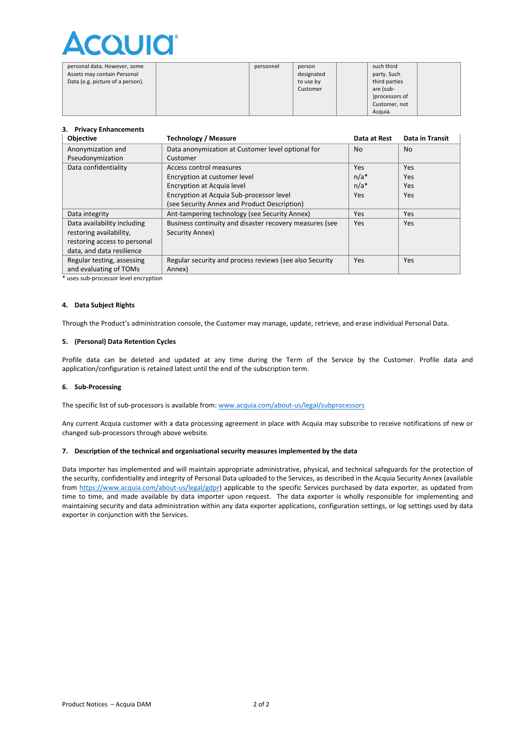| | | | | | | |
|---|---|---|---|---|---|---|
| personal data. However, some Assets may contain Personal Data (e.g. picture of a person). | | personnel | person designated to use by Customer | | such third party. Such third parties are (sub-)processors of Customer, not Acquia. | |

### 3. Privacy Enhancements

| Objective | Technology / Measure | Data at Rest | Data in Transit |
|---|---|---|---|
| Anonymization and Pseudonymization | Data anonymization at Customer level optional for Customer | No | No |
| Data confidentiality | Access control measures<br>Encryption at customer level<br>Encryption at Acquia level<br>Encryption at Acquia Sub-processor level<br>(see Security Annex and Product Description) | Yes<br>n/a*<br>n/a*<br>Yes | Yes<br>Yes<br>Yes<br>Yes |
| Data integrity | Ant-tampering technology (see Security Annex) | Yes | Yes |
| Data availability including restoring availability, restoring access to personal data, and data resilience | Business continuity and disaster recovery measures (see Security Annex) | Yes | Yes |
| Regular testing, assessing and evaluating of TOMs | Regular security and process reviews (see also Security Annex) | Yes | Yes |

* uses sub-processor level encryption

### 4. Data Subject Rights

Through the Product's administration console, the Customer may manage, update, retrieve, and erase individual Personal Data.

### 5. (Personal) Data Retention Cycles

Profile data can be deleted and updated at any time during the Term of the Service by the Customer. Profile data and application/configuration is retained latest until the end of the subscription term.

### 6. Sub-Processing

The specific list of sub-processors is available from: www.acquia.com/about-us/legal/subprocessors

Any current Acquia customer with a data processing agreement in place with Acquia may subscribe to receive notifications of new or changed sub-processors through above website.

### 7. Description of the technical and organisational security measures implemented by the data

Data importer has implemented and will maintain appropriate administrative, physical, and technical safeguards for the protection of the security, confidentiality and integrity of Personal Data uploaded to the Services, as described in the Acquia Security Annex (available from https://www.acquia.com/about-us/legal/gdpr) applicable to the specific Services purchased by data exporter, as updated from time to time, and made available by data importer upon request. The data exporter is wholly responsible for implementing and maintaining security and data administration within any data exporter applications, configuration settings, or log settings used by data exporter in conjunction with the Services.